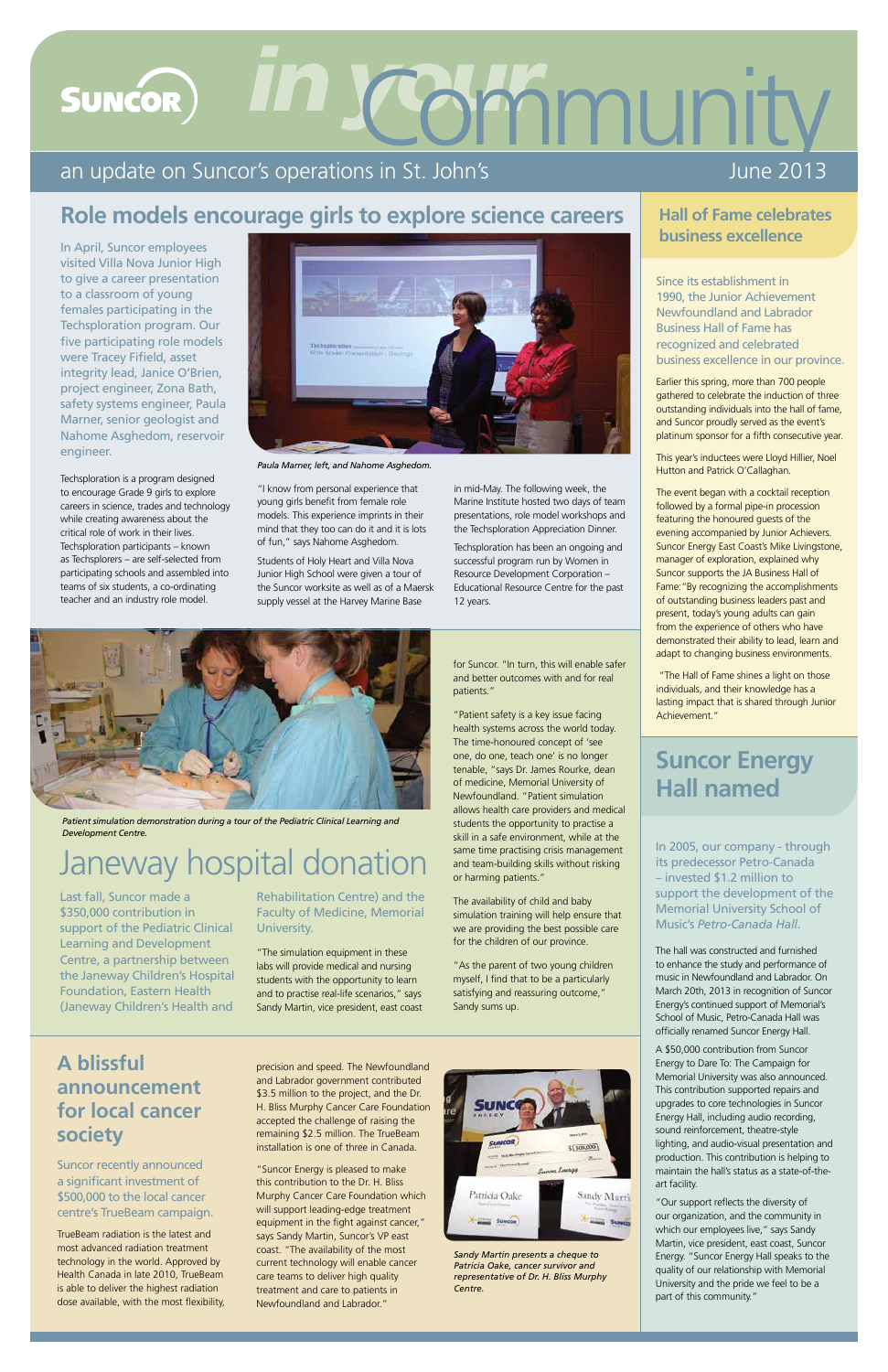# in your Community

## an update on Suncor's operations in St. John's

June 2013

## Role models encourage girls to explore science careers

In April, Suncor employees visited Villa Nova Junior High to give a career presentation to a classroom of young females participating in the Techsploration program. Our five participating role models were Tracey Fifield, asset integrity lead, Janice O'Brien, project engineer, Zona Bath, safety systems engineer, Paula Marner, senior geologist and Nahome Asghedom, reservoir engineer.

Techsploration is a program designed to encourage Grade 9 girls to explore careers in science, trades and technology while creating awareness about the critical role of work in their lives. Techsploration participants – known as Techsplorers – are self-selected from participating schools and assembled into teams of six students, a co-ordinating teacher and an industry role model.

*Paula Marner, left, and Nahome Asghedom.*

"I know from personal experience that young girls benefit from female role models. This experience imprints in their mind that they too can do it and it is lots of fun," says Nahome Asghedom.

Students of Holy Heart and Villa Nova Junior High School were given a tour of the Suncor worksite as well as of a Maersk supply vessel at the Harvey Marine Base in mid-May. The following week, the Marine Institute hosted two days of team presentations, role model workshops and the Techsploration Appreciation Dinner.

Techsploration has been an ongoing and successful program run by Women in Resource Development Corporation – Educational Resource Centre for the past 12 years.

## Hall of Fame celebrates business excellence

Since its establishment in 1990, the Junior Achievement Newfoundland and Labrador Business Hall of Fame has recognized and celebrated business excellence in our province.

Earlier this spring, more than 700 people gathered to celebrate the induction of three outstanding individuals into the hall of fame, and Suncor proudly served as the event's platinum sponsor for a fifth consecutive year.

This year's inductees were Lloyd Hillier, Noel Hutton and Patrick O'Callaghan.

The event began with a cocktail reception followed by a formal pipe-in procession featuring the honoured guests of the evening accompanied by Junior Achievers. Suncor Energy East Coast's Mike Livingstone, manager of exploration, explained why Suncor supports the JA Business Hall of Fame: "By recognizing the accomplishments of outstanding business leaders past and present, today's young adults can gain from the experience of others who have demonstrated their ability to lead, learn and adapt to changing business environments.

"The Hall of Fame shines a light on those individuals, and their knowledge has a lasting impact that is shared through Junior Achievement."

*Patient simulation demonstration during a tour of the Pediatric Clinical Learning and Development Centre.*

## Janeway hospital donation

Last fall, Suncor made a $350,000 contribution in support of the Pediatric Clinical Learning and Development Centre, a partnership between the Janeway Children's Hospital Foundation, Eastern Health (Janeway Children's Health and Rehabilitation Centre) and the Faculty of Medicine, Memorial University.

"The simulation equipment in these labs will provide medical and nursing students with the opportunity to learn and to practise real-life scenarios," says Sandy Martin, vice president, east coast for Suncor. "In turn, this will enable safer and better outcomes with and for real patients."

"Patient safety is a key issue facing health systems across the world today. The time-honoured concept of 'see one, do one, teach one' is no longer tenable, "says Dr. James Rourke, dean of medicine, Memorial University of Newfoundland. "Patient simulation allows health care providers and medical students the opportunity to practise a skill in a safe environment, while at the same time practising crisis management and team-building skills without risking or harming patients."

The availability of child and baby simulation training will help ensure that we are providing the best possible care for the children of our province.

"As the parent of two young children myself, I find that to be a particularly satisfying and reassuring outcome," Sandy sums up.

## Suncor Energy Hall named

In 2005, our company - through its predecessor Petro-Canada – invested $1.2 million to support the development of the Memorial University School of Music's *Petro-Canada Hall*.

The hall was constructed and furnished to enhance the study and performance of music in Newfoundland and Labrador. On March 20th, 2013 in recognition of Suncor Energy's continued support of Memorial's School of Music, Petro-Canada Hall was officially renamed Suncor Energy Hall.

A $50,000 contribution from Suncor Energy to Dare To: The Campaign for Memorial University was also announced. This contribution supported repairs and upgrades to core technologies in Suncor Energy Hall, including audio recording, sound reinforcement, theatre-style lighting, and audio-visual presentation and production. This contribution is helping to maintain the hall's status as a state-of-the-art facility.

"Our support reflects the diversity of our organization, and the community in which our employees live," says Sandy Martin, vice president, east coast, Suncor Energy. "Suncor Energy Hall speaks to the quality of our relationship with Memorial University and the pride we feel to be a part of this community."

## A blissful announcement for local cancer society

Suncor recently announced a significant investment of $500,000 to the local cancer centre's TrueBeam campaign.

TrueBeam radiation is the latest and most advanced radiation treatment technology in the world. Approved by Health Canada in late 2010, TrueBeam is able to deliver the highest radiation dose available, with the most flexibility, precision and speed. The Newfoundland and Labrador government contributed $3.5 million to the project, and the Dr. H. Bliss Murphy Cancer Care Foundation accepted the challenge of raising the remaining $2.5 million. The TrueBeam installation is one of three in Canada.

"Suncor Energy is pleased to make this contribution to the Dr. H. Bliss Murphy Cancer Care Foundation which will support leading-edge treatment equipment in the fight against cancer," says Sandy Martin, Suncor's VP east coast. "The availability of the most current technology will enable cancer care teams to deliver high quality treatment and care to patients in Newfoundland and Labrador."

*Sandy Martin presents a cheque to Patricia Oake, cancer survivor and representative of Dr. H. Bliss Murphy Centre.*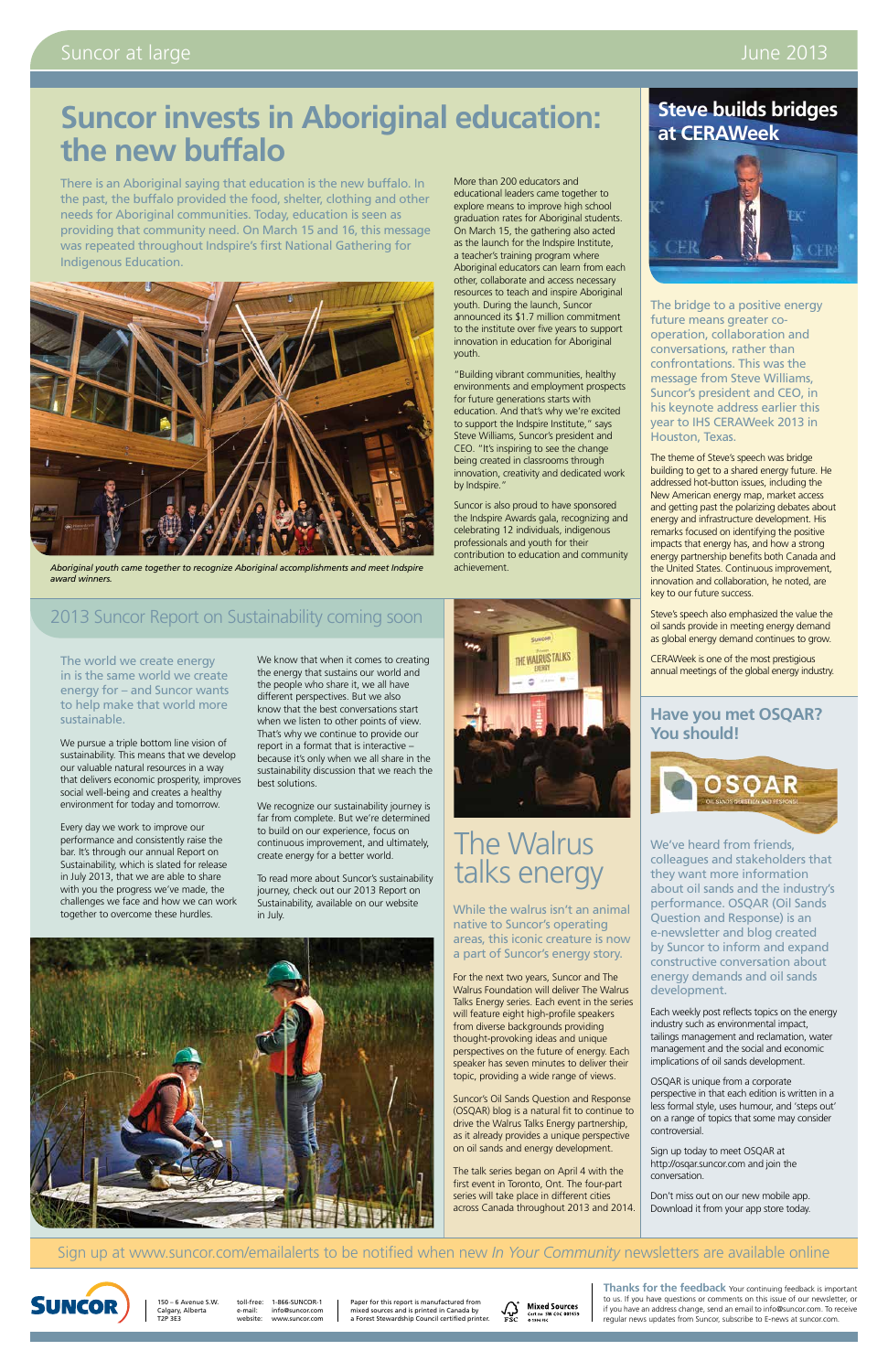# Suncor invests in Aboriginal education: the new buffalo

There is an Aboriginal saying that education is the new buffalo. In the past, the buffalo provided the food, shelter, clothing and other needs for Aboriginal communities. Today, education is seen as providing that community need. On March 15 and 16, this message was repeated throughout Indspire's first National Gathering for Indigenous Education.

*Aboriginal youth came together to recognize Aboriginal accomplishments and meet Indspire award winners.*

More than 200 educators and educational leaders came together to explore means to improve high school graduation rates for Aboriginal students. On March 15, the gathering also acted as the launch for the Indspire Institute, a teacher's training program where Aboriginal educators can learn from each other, collaborate and access necessary resources to teach and inspire Aboriginal youth. During the launch, Suncor announced its $1.7 million commitment to the institute over five years to support innovation in education for Aboriginal youth.

"Building vibrant communities, healthy environments and employment prospects for future generations starts with education. And that's why we're excited to support the Indspire Institute," says Steve Williams, Suncor's president and CEO. "It's inspiring to see the change being created in classrooms through innovation, creativity and dedicated work by Indspire."

Suncor is also proud to have sponsored the Indspire Awards gala, recognizing and celebrating 12 individuals, indigenous professionals and youth for their contribution to education and community achievement.

## Steve builds bridges at CERAWeek

The bridge to a positive energy future means greater co-operation, collaboration and conversations, rather than confrontations. This was the message from Steve Williams, Suncor's president and CEO, in his keynote address earlier this year to IHS CERAWeek 2013 in Houston, Texas.

The theme of Steve's speech was bridge building to get to a shared energy future. He addressed hot-button issues, including the New American energy map, market access and getting past the polarizing debates about energy and infrastructure development. His remarks focused on identifying the positive impacts that energy has, and how a strong energy partnership benefits both Canada and the United States. Continuous improvement, innovation and collaboration, he noted, are key to our future success.

Steve's speech also emphasized the value the oil sands provide in meeting energy demand as global energy demand continues to grow.

CERAWeek is one of the most prestigious annual meetings of the global energy industry.

## 2013 Suncor Report on Sustainability coming soon

The world we create energy in is the same world we create energy for – and Suncor wants to help make that world more sustainable.

We pursue a triple bottom line vision of sustainability. This means that we develop our valuable natural resources in a way that delivers economic prosperity, improves social well-being and creates a healthy environment for today and tomorrow.

Every day we work to improve our performance and consistently raise the bar. It's through our annual Report on Sustainability, which is slated for release in July 2013, that we are able to share with you the progress we've made, the challenges we face and how we can work together to overcome these hurdles.

We know that when it comes to creating the energy that sustains our world and the people who share it, we all have different perspectives. But we also know that the best conversations start when we listen to other points of view. That's why we continue to provide our report in a format that is interactive – because it's only when we all share in the sustainability discussion that we reach the best solutions.

We recognize our sustainability journey is far from complete. But we're determined to build on our experience, focus on continuous improvement, and ultimately, create energy for a better world.

To read more about Suncor's sustainability journey, check out our 2013 Report on Sustainability, available on our website in July.

## The Walrus talks energy

While the walrus isn't an animal native to Suncor's operating areas, this iconic creature is now a part of Suncor's energy story.

For the next two years, Suncor and The Walrus Foundation will deliver The Walrus Talks Energy series. Each event in the series will feature eight high-profile speakers from diverse backgrounds providing thought-provoking ideas and unique perspectives on the future of energy. Each speaker has seven minutes to deliver their topic, providing a wide range of views.

Suncor's Oil Sands Question and Response (OSQAR) blog is a natural fit to continue to drive the Walrus Talks Energy partnership, as it already provides a unique perspective on oil sands and energy development.

The talk series began on April 4 with the first event in Toronto, Ont. The four-part series will take place in different cities across Canada throughout 2013 and 2014.

## Have you met OSQAR? You should!

We've heard from friends, colleagues and stakeholders that they want more information about oil sands and the industry's performance. OSQAR (Oil Sands Question and Response) is an e-newsletter and blog created by Suncor to inform and expand constructive conversation about energy demands and oil sands development.

Each weekly post reflects topics on the energy industry such as environmental impact, tailings management and reclamation, water management and the social and economic implications of oil sands development.

OSQAR is unique from a corporate perspective in that each edition is written in a less formal style, uses humour, and 'steps out' on a range of topics that some may consider controversial.

Sign up today to meet OSQAR at http://osqar.suncor.com and join the conversation.

Don't miss out on our new mobile app. Download it from your app store today.

---

Sign up at www.suncor.com/emailalerts to be notified when new *In Your Community* newsletters are available online

SUNCOR

150 – 6 Avenue S.W.
Calgary, Alberta
T2P 3E3

toll-free: 1-866-SUNCOR-1
e-mail: info@suncor.com
website: www.suncor.com

Paper for this report is manufactured from mixed sources and is printed in Canada by a Forest Stewardship Council certified printer.

**Thanks for the feedback** Your continuing feedback is important to us. If you have questions or comments on this issue of our newsletter, or if you have an address change, send an email to info@suncor.com. To receive regular news updates from Suncor, subscribe to E-news at suncor.com.